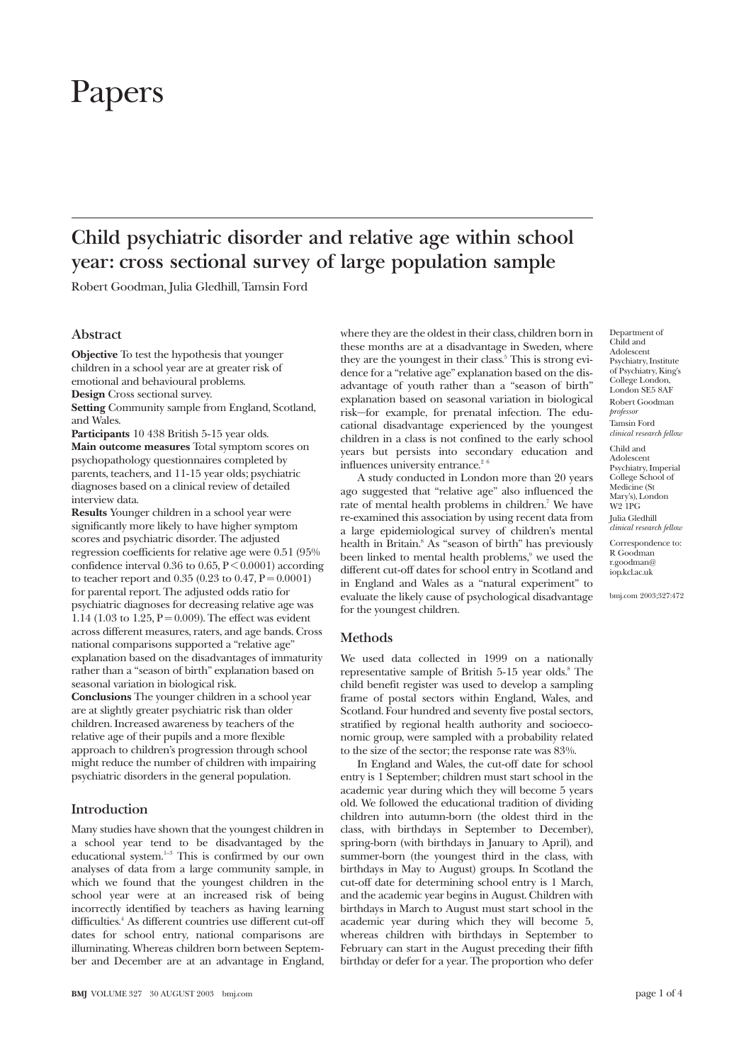# Papers

## Child psychiatric disorder and relative age within school year: cross sectional survey of large population sample

Robert Goodman, Julia Gledhill, Tamsin Ford

Department of Child and Adolescent Psychiatry, Institute of Psychiatry, King's College London, London SE5 8AF
Robert Goodman *professor*
Tamsin Ford *clinical research fellow*

Child and Adolescent Psychiatry, Imperial College School of Medicine (St Mary's), London W2 1PG
Julia Gledhill *clinical research fellow*

Correspondence to: R Goodman r.goodman@iop.kcl.ac.uk

bmj.com 2003;327:472

### Abstract

**Objective** To test the hypothesis that younger children in a school year are at greater risk of emotional and behavioural problems.

**Design** Cross sectional survey.

**Setting** Community sample from England, Scotland, and Wales.

**Participants** 10 438 British 5-15 year olds.

**Main outcome measures** Total symptom scores on psychopathology questionnaires completed by parents, teachers, and 11-15 year olds; psychiatric diagnoses based on a clinical review of detailed interview data.

**Results** Younger children in a school year were significantly more likely to have higher symptom scores and psychiatric disorder. The adjusted regression coefficients for relative age were 0.51 (95% confidence interval 0.36 to 0.65, $P < 0.0001$) according to teacher report and 0.35 (0.23 to 0.47, $P = 0.0001$) for parental report. The adjusted odds ratio for psychiatric diagnoses for decreasing relative age was 1.14 (1.03 to 1.25, $P = 0.009$). The effect was evident across different measures, raters, and age bands. Cross national comparisons supported a "relative age" explanation based on the disadvantages of immaturity rather than a "season of birth" explanation based on seasonal variation in biological risk.

**Conclusions** The younger children in a school year are at slightly greater psychiatric risk than older children. Increased awareness by teachers of the relative age of their pupils and a more flexible approach to children's progression through school might reduce the number of children with impairing psychiatric disorders in the general population.

### Introduction

Many studies have shown that the youngest children in a school year tend to be disadvantaged by the educational system.[1-3] This is confirmed by our own analyses of data from a large community sample, in which we found that the youngest children in the school year were at an increased risk of being incorrectly identified by teachers as having learning difficulties.[4] As different countries use different cut-off dates for school entry, national comparisons are illuminating. Whereas children born between September and December are at an advantage in England, where they are the oldest in their class, children born in these months are at a disadvantage in Sweden, where they are the youngest in their class.[5] This is strong evidence for a "relative age" explanation based on the disadvantage of youth rather than a "season of birth" explanation based on seasonal variation in biological risk—for example, for prenatal infection. The educational disadvantage experienced by the youngest children in a class is not confined to the early school years but persists into secondary education and influences university entrance.[2 6]

A study conducted in London more than 20 years ago suggested that "relative age" also influenced the rate of mental health problems in children.[7] We have re-examined this association by using recent data from a large epidemiological survey of children's mental health in Britain.[8] As "season of birth" has previously been linked to mental health problems,[9] we used the different cut-off dates for school entry in Scotland and in England and Wales as a "natural experiment" to evaluate the likely cause of psychological disadvantage for the youngest children.

### Methods

We used data collected in 1999 on a nationally representative sample of British 5-15 year olds.[8] The child benefit register was used to develop a sampling frame of postal sectors within England, Wales, and Scotland. Four hundred and seventy five postal sectors, stratified by regional health authority and socioeconomic group, were sampled with a probability related to the size of the sector; the response rate was 83%.

In England and Wales, the cut-off date for school entry is 1 September; children must start school in the academic year during which they will become 5 years old. We followed the educational tradition of dividing children into autumn-born (the oldest third in the class, with birthdays in September to December), spring-born (with birthdays in January to April), and summer-born (the youngest third in the class, with birthdays in May to August) groups. In Scotland the cut-off date for determining school entry is 1 March, and the academic year begins in August. Children with birthdays in March to August must start school in the academic year during which they will become 5, whereas children with birthdays in September to February can start in the August preceding their fifth birthday or defer for a year. The proportion who defer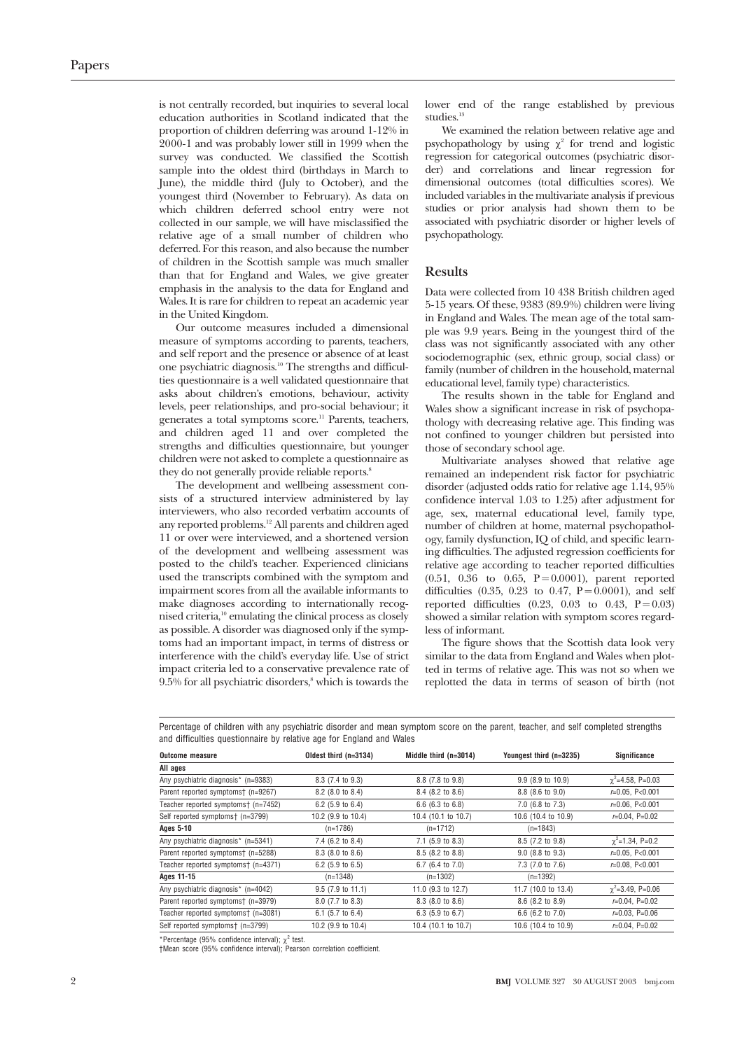is not centrally recorded, but inquiries to several local education authorities in Scotland indicated that the proportion of children deferring was around 1-12% in 2000-1 and was probably lower still in 1999 when the survey was conducted. We classified the Scottish sample into the oldest third (birthdays in March to June), the middle third (July to October), and the youngest third (November to February). As data on which children deferred school entry were not collected in our sample, we will have misclassified the relative age of a small number of children who deferred. For this reason, and also because the number of children in the Scottish sample was much smaller than that for England and Wales, we give greater emphasis in the analysis to the data for England and Wales. It is rare for children to repeat an academic year in the United Kingdom.

Our outcome measures included a dimensional measure of symptoms according to parents, teachers, and self report and the presence or absence of at least one psychiatric diagnosis.[10] The strengths and difficulties questionnaire is a well validated questionnaire that asks about children's emotions, behaviour, activity levels, peer relationships, and pro-social behaviour; it generates a total symptoms score.[11] Parents, teachers, and children aged 11 and over completed the strengths and difficulties questionnaire, but younger children were not asked to complete a questionnaire as they do not generally provide reliable reports.[8]

The development and wellbeing assessment consists of a structured interview administered by lay interviewers, who also recorded verbatim accounts of any reported problems.[12] All parents and children aged 11 or over were interviewed, and a shortened version of the development and wellbeing assessment was posted to the child's teacher. Experienced clinicians used the transcripts combined with the symptom and impairment scores from all the available informants to make diagnoses according to internationally recognised criteria,[10] emulating the clinical process as closely as possible. A disorder was diagnosed only if the symptoms had an important impact, in terms of distress or interference with the child's everyday life. Use of strict impact criteria led to a conservative prevalence rate of 9.5% for all psychiatric disorders,[8] which is towards the lower end of the range established by previous studies.[13]

We examined the relation between relative age and psychopathology by using $\chi^2$ for trend and logistic regression for categorical outcomes (psychiatric disorder) and correlations and linear regression for dimensional outcomes (total difficulties scores). We included variables in the multivariate analysis if previous studies or prior analysis had shown them to be associated with psychiatric disorder or higher levels of psychopathology.

## Results

Data were collected from 10 438 British children aged 5-15 years. Of these, 9383 (89.9%) children were living in England and Wales. The mean age of the total sample was 9.9 years. Being in the youngest third of the class was not significantly associated with any other sociodemographic (sex, ethnic group, social class) or family (number of children in the household, maternal educational level, family type) characteristics.

The results shown in the table for England and Wales show a significant increase in risk of psychopathology with decreasing relative age. This finding was not confined to younger children but persisted into those of secondary school age.

Multivariate analyses showed that relative age remained an independent risk factor for psychiatric disorder (adjusted odds ratio for relative age 1.14, 95% confidence interval 1.03 to 1.25) after adjustment for age, sex, maternal educational level, family type, number of children at home, maternal psychopathology, family dysfunction, IQ of child, and specific learning difficulties. The adjusted regression coefficients for relative age according to teacher reported difficulties (0.51, 0.36 to 0.65, $P=0.0001$), parent reported difficulties (0.35, 0.23 to 0.47, $P=0.0001$), and self reported difficulties (0.23, 0.03 to 0.43, $P=0.03$) showed a similar relation with symptom scores regardless of informant.

The figure shows that the Scottish data look very similar to the data from England and Wales when plotted in terms of relative age. This was not so when we replotted the data in terms of season of birth (not

Percentage of children with any psychiatric disorder and mean symptom score on the parent, teacher, and self completed strengths and difficulties questionnaire by relative age for England and Wales

| Outcome measure | Oldest third (n=3134) | Middle third (n=3014) | Youngest third (n=3235) | Significance |
|---|---|---|---|---|
| **All ages** | | | | |
| Any psychiatric diagnosis* (n=9383) | 8.3 (7.4 to 9.3) | 8.8 (7.8 to 9.8) | 9.9 (8.9 to 10.9) | $\chi^2$=4.58, P=0.03 |
| Parent reported symptoms† (n=9267) | 8.2 (8.0 to 8.4) | 8.4 (8.2 to 8.6) | 8.8 (8.6 to 9.0) | r=0.05, P<0.001 |
| Teacher reported symptoms† (n=7452) | 6.2 (5.9 to 6.4) | 6.6 (6.3 to 6.8) | 7.0 (6.8 to 7.3) | r=0.06, P<0.001 |
| Self reported symptoms† (n=3799) | 10.2 (9.9 to 10.4) | 10.4 (10.1 to 10.7) | 10.6 (10.4 to 10.9) | r=0.04, P=0.02 |
| **Ages 5-10** | (n=1786) | (n=1712) | (n=1843) | |
| Any psychiatric diagnosis* (n=5341) | 7.4 (6.2 to 8.4) | 7.1 (5.9 to 8.3) | 8.5 (7.2 to 9.8) | $\chi^2$=1.34, P=0.2 |
| Parent reported symptoms† (n=5288) | 8.3 (8.0 to 8.6) | 8.5 (8.2 to 8.8) | 9.0 (8.8 to 9.3) | r=0.05, P<0.001 |
| Teacher reported symptoms† (n=4371) | 6.2 (5.9 to 6.5) | 6.7 (6.4 to 7.0) | 7.3 (7.0 to 7.6) | r=0.08, P<0.001 |
| **Ages 11-15** | (n=1348) | (n=1302) | (n=1392) | |
| Any psychiatric diagnosis* (n=4042) | 9.5 (7.9 to 11.1) | 11.0 (9.3 to 12.7) | 11.7 (10.0 to 13.4) | $\chi^2$=3.49, P=0.06 |
| Parent reported symptoms† (n=3979) | 8.0 (7.7 to 8.3) | 8.3 (8.0 to 8.6) | 8.6 (8.2 to 8.9) | r=0.04, P=0.02 |
| Teacher reported symptoms† (n=3081) | 6.1 (5.7 to 6.4) | 6.3 (5.9 to 6.7) | 6.6 (6.2 to 7.0) | r=0.03, P=0.06 |
| Self reported symptoms† (n=3799) | 10.2 (9.9 to 10.4) | 10.4 (10.1 to 10.7) | 10.6 (10.4 to 10.9) | r=0.04, P=0.02 |

*Percentage (95% confidence interval); $\chi^2$ test.
†Mean score (95% confidence interval); Pearson correlation coefficient.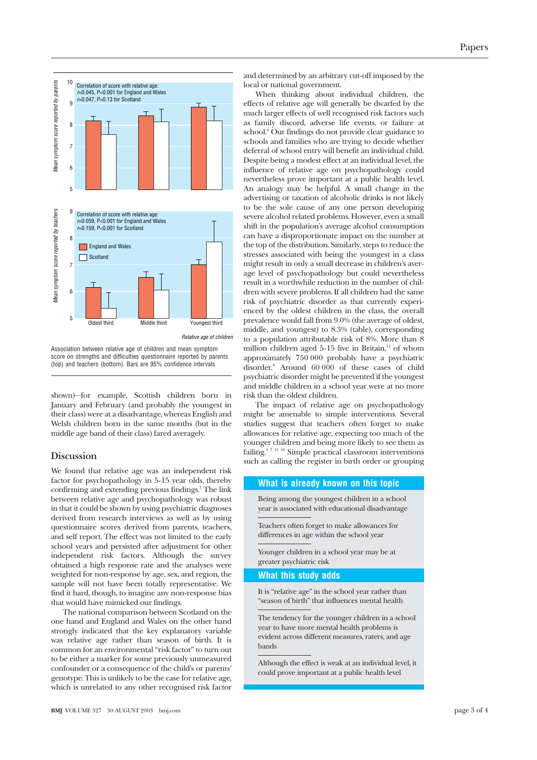Correlation of score with relative age:
$r$=0.045, P<0.001 for England and Wales
$r$=0.047, P=0.13 for Scotland

Correlation of score with relative age:
$r$=0.059, P<0.001 for England and Wales
$r$=0.159, P<0.001 for Scotland

Association between relative age of children and mean symptom score on strengths and difficulties questionnaire reported by parents (top) and teachers (bottom). Bars are 95% confidence intervals

shown)—for example, Scottish children born in January and February (and probably the youngest in their class) were at a disadvantage, whereas English and Welsh children born in the same months (but in the middle age band of their class) fared averagely.

## Discussion

We found that relative age was an independent risk factor for psychopathology in 5-15 year olds, thereby confirming and extending previous findings.[7] The link between relative age and psychopathology was robust in that it could be shown by using psychiatric diagnoses derived from research interviews as well as by using questionnaire scores derived from parents, teachers, and self report. The effect was not limited to the early school years and persisted after adjustment for other independent risk factors. Although the survey obtained a high response rate and the analyses were weighted for non-response by age, sex, and region, the sample will not have been totally representative. We find it hard, though, to imagine any non-response bias that would have mimicked our findings.

The national comparison between Scotland on the one hand and England and Wales on the other hand strongly indicated that the key explanatory variable was relative age rather than season of birth. It is common for an environmental "risk factor" to turn out to be either a marker for some previously unmeasured confounder or a consequence of the child's or parents' genotype. This is unlikely to be the case for relative age, which is unrelated to any other recognised risk factor and determined by an arbitrary cut-off imposed by the local or national government.

When thinking about individual children, the effects of relative age will generally be dwarfed by the much larger effects of well recognised risk factors such as family discord, adverse life events, or failure at school.[8] Our findings do not provide clear guidance to schools and families who are trying to decide whether deferral of school entry will benefit an individual child. Despite being a modest effect at an individual level, the influence of relative age on psychopathology could nevertheless prove important at a public health level. An analogy may be helpful. A small change in the advertising or taxation of alcoholic drinks is not likely to be the sole cause of any one person developing severe alcohol related problems. However, even a small shift in the population's average alcohol consumption can have a disproportionate impact on the number at the top of the distribution. Similarly, steps to reduce the stresses associated with being the youngest in a class might result in only a small decrease in children's average level of psychopathology but could nevertheless result in a worthwhile reduction in the number of children with severe problems. If all children had the same risk of psychiatric disorder as that currently experienced by the oldest children in the class, the overall prevalence would fall from 9.0% (the average of oldest, middle, and youngest) to 8.3% (table), corresponding to a population attributable risk of 8%. More than 8 million children aged 5-15 live in Britain,[14] of whom approximately 750 000 probably have a psychiatric disorder.[8] Around 60 000 of these cases of child psychiatric disorder might be prevented if the youngest and middle children in a school year were at no more risk than the oldest children.

The impact of relative age on psychopathology might be amenable to simple interventions. Several studies suggest that teachers often forget to make allowances for relative age, expecting too much of the younger children and being more likely to see them as failing.[4 7 15 16] Simple practical classroom interventions such as calling the register in birth order or grouping

### What is already known on this topic

Being among the youngest children in a school year is associated with educational disadvantage

Teachers often forget to make allowances for differences in age within the school year

Younger children in a school year may be at greater psychiatric risk

### What this study adds

It is "relative age" in the school year rather than "season of birth" that influences mental health

The tendency for the younger children in a school year to have more mental health problems is evident across different measures, raters, and age bands

Although the effect is weak at an individual level, it could prove important at a public health level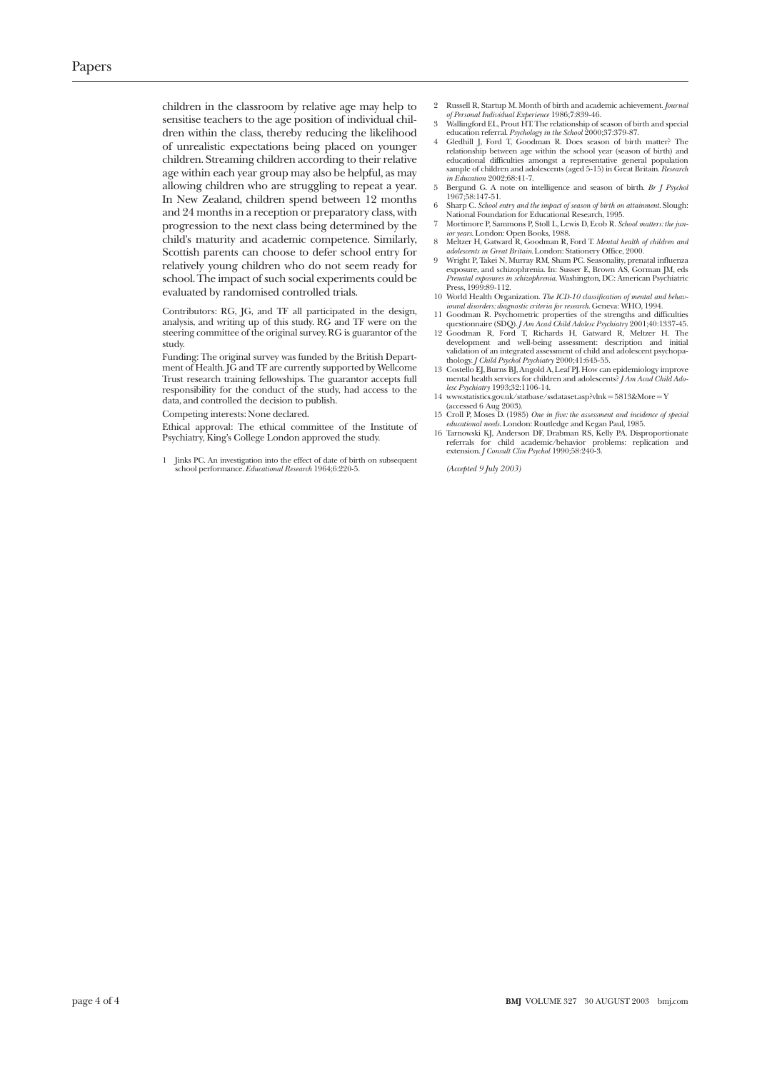children in the classroom by relative age may help to sensitise teachers to the age position of individual children within the class, thereby reducing the likelihood of unrealistic expectations being placed on younger children. Streaming children according to their relative age within each year group may also be helpful, as may allowing children who are struggling to repeat a year. In New Zealand, children spend between 12 months and 24 months in a reception or preparatory class, with progression to the next class being determined by the child's maturity and academic competence. Similarly, Scottish parents can choose to defer school entry for relatively young children who do not seem ready for school. The impact of such social experiments could be evaluated by randomised controlled trials.

Contributors: RG, JG, and TF all participated in the design, analysis, and writing up of this study. RG and TF were on the steering committee of the original survey. RG is guarantor of the study.

Funding: The original survey was funded by the British Department of Health. JG and TF are currently supported by Wellcome Trust research training fellowships. The guarantor accepts full responsibility for the conduct of the study, had access to the data, and controlled the decision to publish.

Competing interests: None declared.

Ethical approval: The ethical committee of the Institute of Psychiatry, King's College London approved the study.

1. Jinks PC. An investigation into the effect of date of birth on subsequent school performance. *Educational Research* 1964;6:220-5.
2. Russell R, Startup M. Month of birth and academic achievement. *Journal of Personal Individual Experience* 1986;7:839-46.
3. Wallingford EL, Prout HT. The relationship of season of birth and special education referral. *Psychology in the School* 2000;37:379-87.
4. Gledhill J, Ford T, Goodman R. Does season of birth matter? The relationship between age within the school year (season of birth) and educational difficulties amongst a representative general population sample of children and adolescents (aged 5-15) in Great Britain. *Research in Education* 2002;68:41-7.
5. Bergund G. A note on intelligence and season of birth. *Br J Psychol* 1967;58:147-51.
6. Sharp C. *School entry and the impact of season of birth on attainment.* Slough: National Foundation for Educational Research, 1995.
7. Mortimore P, Sammons P, Stoll L, Lewis D, Ecob R. *School matters: the junior years.* London: Open Books, 1988.
8. Meltzer H, Gatward R, Goodman R, Ford T. *Mental health of children and adolescents in Great Britain.* London: Stationery Office, 2000.
9. Wright P, Takei N, Murray RM, Sham PC. Seasonality, prenatal influenza exposure, and schizophrenia. In: Susser E, Brown AS, Gorman JM, eds *Prenatal exposures in schizophrenia.* Washington, DC: American Psychiatric Press, 1999:89-112.
10. World Health Organization. *The ICD-10 classification of mental and behavioural disorders: diagnostic criteria for research.* Geneva: WHO, 1994.
11. Goodman R. Psychometric properties of the strengths and difficulties questionnaire (SDQ). *J Am Acad Child Adolesc Psychiatry* 2001;40:1337-45.
12. Goodman R, Ford T, Richards H, Gatward R, Meltzer H. The development and well-being assessment: description and initial validation of an integrated assessment of child and adolescent psychopathology. *J Child Psychol Psychiatry* 2000;41:645-55.
13. Costello EJ, Burns BJ, Angold A, Leaf PJ. How can epidemiology improve mental health services for children and adolescents? *J Am Acad Child Adolesc Psychiatry* 1993;32:1106-14.
14. www.statistics.gov.uk/statbase/ssdataset.asp?vlnk=5813&More=Y (accessed 6 Aug 2003).
15. Croll P, Moses D. (1985) *One in five: the assessment and incidence of special educational needs.* London: Routledge and Kegan Paul, 1985.
16. Tarnowski KJ, Anderson DF, Drabman RS, Kelly PA. Disproportionate referrals for child academic/behavior problems: replication and extension. *J Consult Clin Psychol* 1990;58:240-3.

*(Accepted 9 July 2003)*